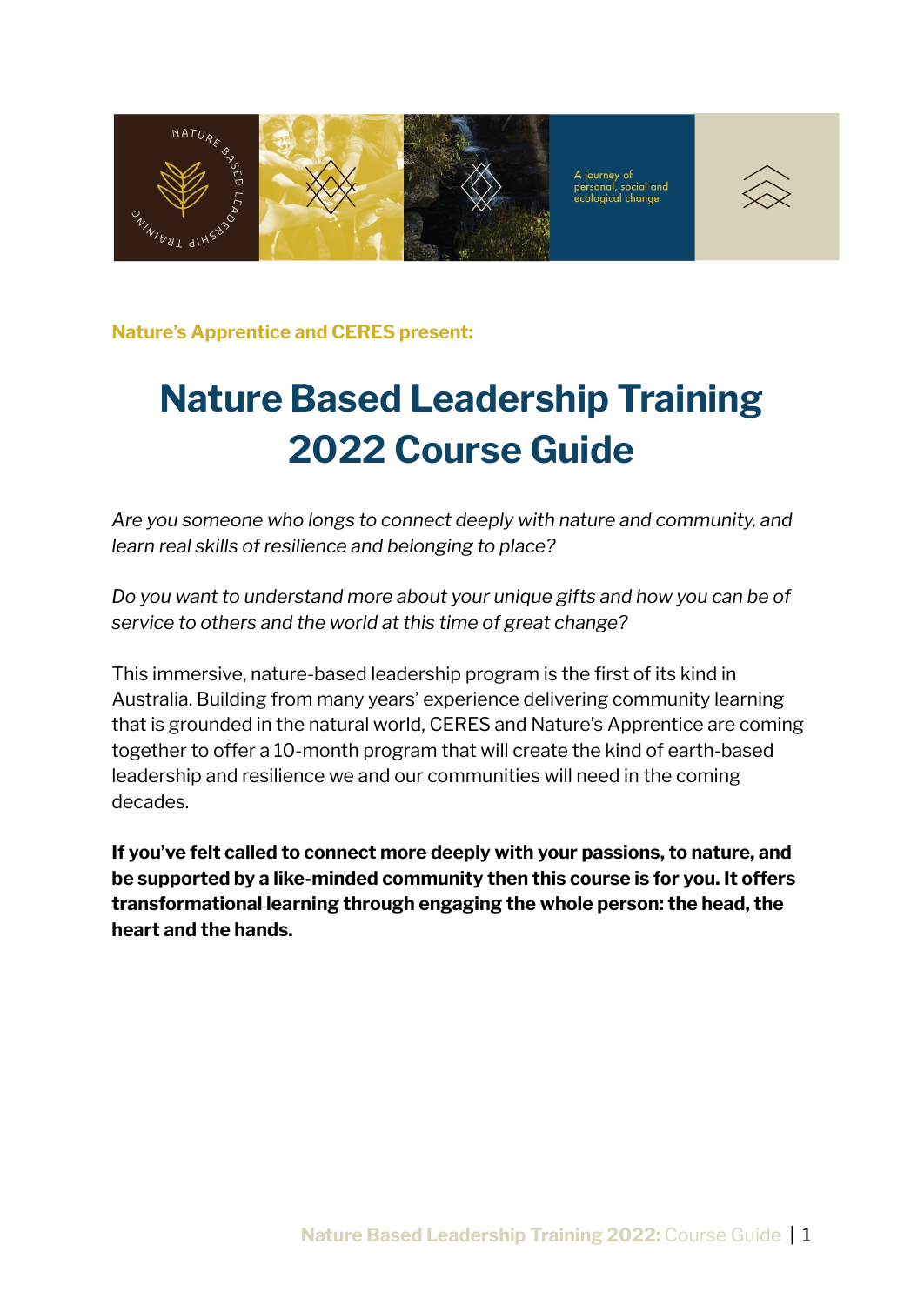**Nature's Apprentice and CERES present:**

# Nature Based Leadership Training 2022 Course Guide

*Are you someone who longs to connect deeply with nature and community, and learn real skills of resilience and belonging to place?*

*Do you want to understand more about your unique gifts and how you can be of service to others and the world at this time of great change?*

This immersive, nature-based leadership program is the first of its kind in Australia. Building from many years' experience delivering community learning that is grounded in the natural world, CERES and Nature's Apprentice are coming together to offer a 10-month program that will create the kind of earth-based leadership and resilience we and our communities will need in the coming decades.

**If you've felt called to connect more deeply with your passions, to nature, and be supported by a like-minded community then this course is for you. It offers transformational learning through engaging the whole person: the head, the heart and the hands.**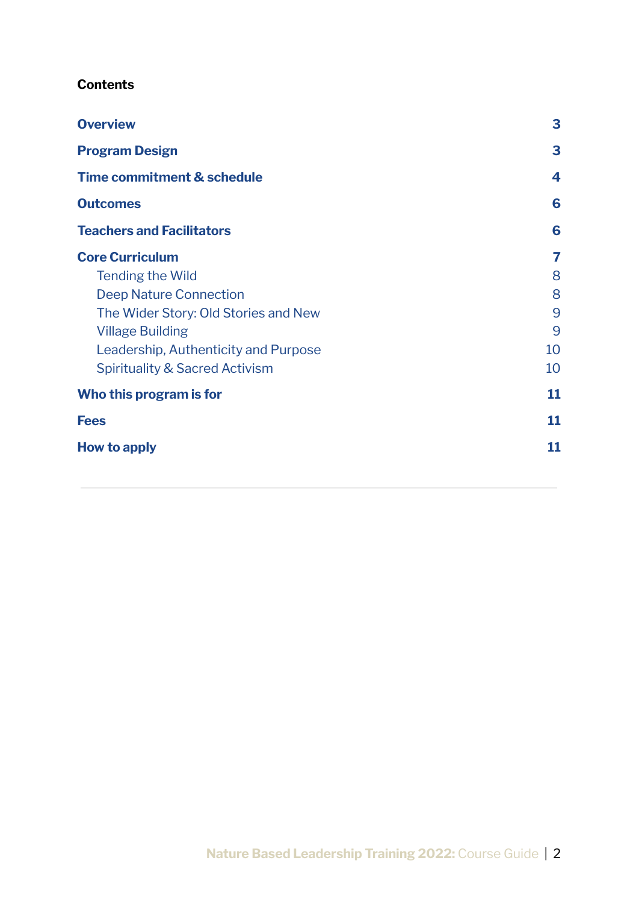## Contents

| | |
|---|---|
| **Overview** | **3** |
| **Program Design** | **3** |
| **Time commitment & schedule** | **4** |
| **Outcomes** | **6** |
| **Teachers and Facilitators** | **6** |
| **Core Curriculum** | **7** |
| Tending the Wild | 8 |
| Deep Nature Connection | 8 |
| The Wider Story: Old Stories and New | 9 |
| Village Building | 9 |
| Leadership, Authenticity and Purpose | 10 |
| Spirituality & Sacred Activism | 10 |
| **Who this program is for** | **11** |
| **Fees** | **11** |
| **How to apply** | **11** |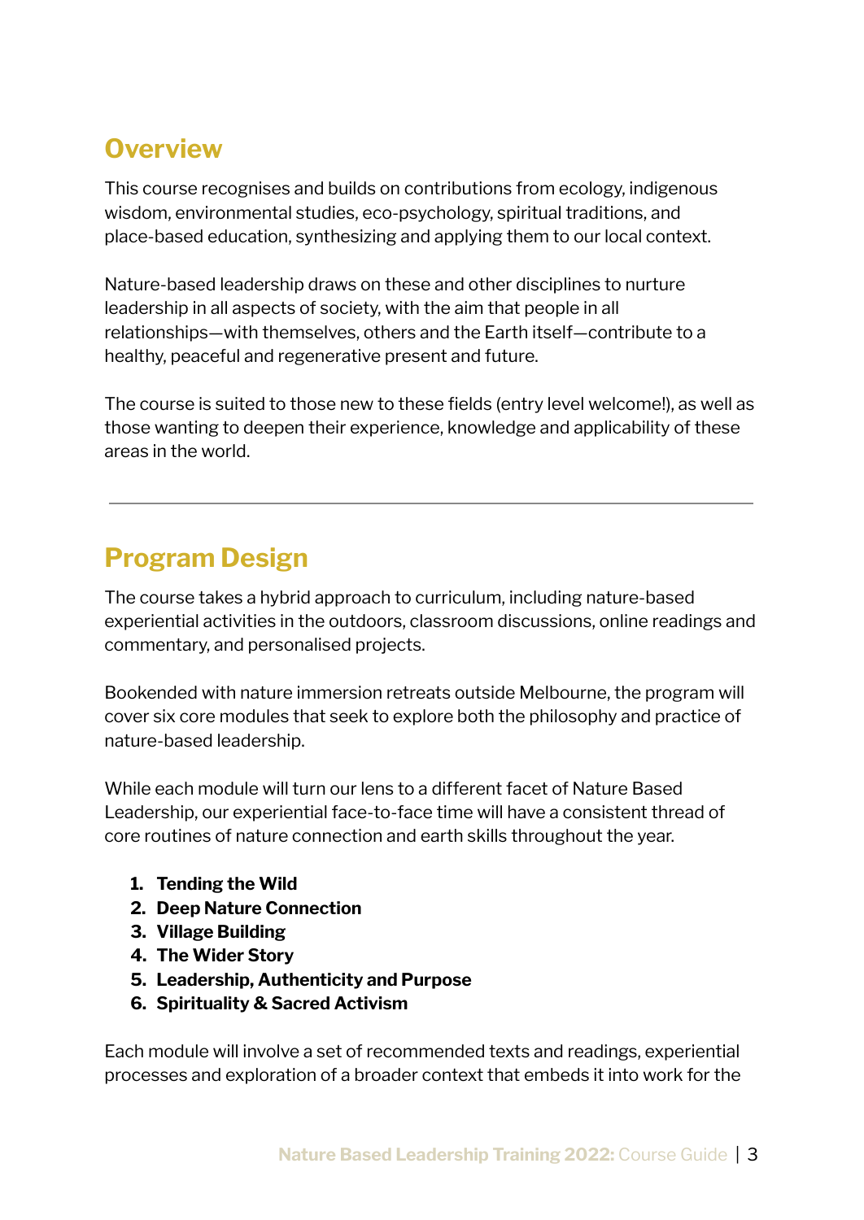## Overview

This course recognises and builds on contributions from ecology, indigenous wisdom, environmental studies, eco-psychology, spiritual traditions, and place-based education, synthesizing and applying them to our local context.

Nature-based leadership draws on these and other disciplines to nurture leadership in all aspects of society, with the aim that people in all relationships—with themselves, others and the Earth itself—contribute to a healthy, peaceful and regenerative present and future.

The course is suited to those new to these fields (entry level welcome!), as well as those wanting to deepen their experience, knowledge and applicability of these areas in the world.

---

## Program Design

The course takes a hybrid approach to curriculum, including nature-based experiential activities in the outdoors, classroom discussions, online readings and commentary, and personalised projects.

Bookended with nature immersion retreats outside Melbourne, the program will cover six core modules that seek to explore both the philosophy and practice of nature-based leadership.

While each module will turn our lens to a different facet of Nature Based Leadership, our experiential face-to-face time will have a consistent thread of core routines of nature connection and earth skills throughout the year.

1. **Tending the Wild**
2. **Deep Nature Connection**
3. **Village Building**
4. **The Wider Story**
5. **Leadership, Authenticity and Purpose**
6. **Spirituality & Sacred Activism**

Each module will involve a set of recommended texts and readings, experiential processes and exploration of a broader context that embeds it into work for the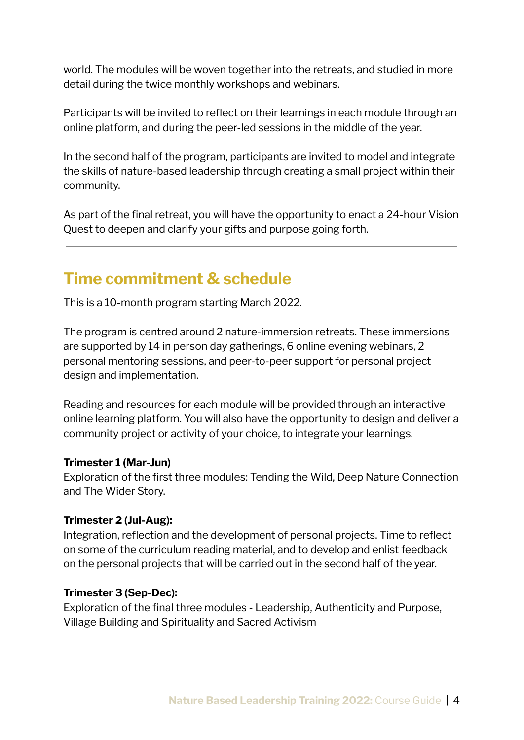world. The modules will be woven together into the retreats, and studied in more detail during the twice monthly workshops and webinars.

Participants will be invited to reflect on their learnings in each module through an online platform, and during the peer-led sessions in the middle of the year.

In the second half of the program, participants are invited to model and integrate the skills of nature-based leadership through creating a small project within their community.

As part of the final retreat, you will have the opportunity to enact a 24-hour Vision Quest to deepen and clarify your gifts and purpose going forth.

---

## Time commitment & schedule

This is a 10-month program starting March 2022.

The program is centred around 2 nature-immersion retreats. These immersions are supported by 14 in person day gatherings, 6 online evening webinars, 2 personal mentoring sessions, and peer-to-peer support for personal project design and implementation.

Reading and resources for each module will be provided through an interactive online learning platform. You will also have the opportunity to design and deliver a community project or activity of your choice, to integrate your learnings.

**Trimester 1 (Mar-Jun)**
Exploration of the first three modules: Tending the Wild, Deep Nature Connection and The Wider Story.

**Trimester 2 (Jul-Aug):**
Integration, reflection and the development of personal projects. Time to reflect on some of the curriculum reading material, and to develop and enlist feedback on the personal projects that will be carried out in the second half of the year.

**Trimester 3 (Sep-Dec):**
Exploration of the final three modules - Leadership, Authenticity and Purpose, Village Building and Spirituality and Sacred Activism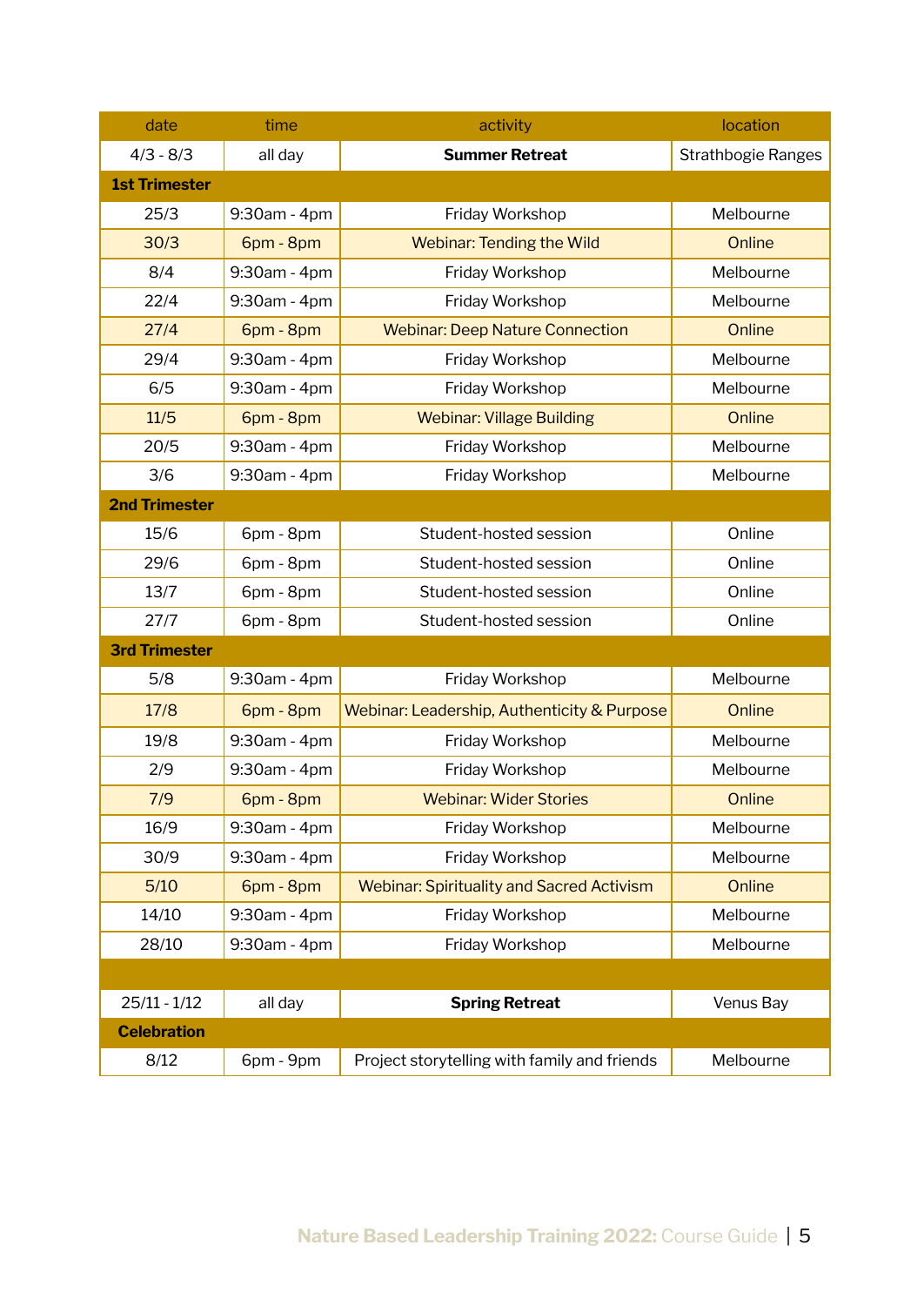| date | time | activity | location |
|---|---|---|---|
| 4/3 - 8/3 | all day | **Summer Retreat** | Strathbogie Ranges |
| **1st Trimester** | | | |
| 25/3 | 9:30am - 4pm | Friday Workshop | Melbourne |
| 30/3 | 6pm - 8pm | Webinar: Tending the Wild | Online |
| 8/4 | 9:30am - 4pm | Friday Workshop | Melbourne |
| 22/4 | 9:30am - 4pm | Friday Workshop | Melbourne |
| 27/4 | 6pm - 8pm | Webinar: Deep Nature Connection | Online |
| 29/4 | 9:30am - 4pm | Friday Workshop | Melbourne |
| 6/5 | 9:30am - 4pm | Friday Workshop | Melbourne |
| 11/5 | 6pm - 8pm | Webinar: Village Building | Online |
| 20/5 | 9:30am - 4pm | Friday Workshop | Melbourne |
| 3/6 | 9:30am - 4pm | Friday Workshop | Melbourne |
| **2nd Trimester** | | | |
| 15/6 | 6pm - 8pm | Student-hosted session | Online |
| 29/6 | 6pm - 8pm | Student-hosted session | Online |
| 13/7 | 6pm - 8pm | Student-hosted session | Online |
| 27/7 | 6pm - 8pm | Student-hosted session | Online |
| **3rd Trimester** | | | |
| 5/8 | 9:30am - 4pm | Friday Workshop | Melbourne |
| 17/8 | 6pm - 8pm | Webinar: Leadership, Authenticity & Purpose | Online |
| 19/8 | 9:30am - 4pm | Friday Workshop | Melbourne |
| 2/9 | 9:30am - 4pm | Friday Workshop | Melbourne |
| 7/9 | 6pm - 8pm | Webinar: Wider Stories | Online |
| 16/9 | 9:30am - 4pm | Friday Workshop | Melbourne |
| 30/9 | 9:30am - 4pm | Friday Workshop | Melbourne |
| 5/10 | 6pm - 8pm | Webinar: Spirituality and Sacred Activism | Online |
| 14/10 | 9:30am - 4pm | Friday Workshop | Melbourne |
| 28/10 | 9:30am - 4pm | Friday Workshop | Melbourne |
| | | | |
| 25/11 - 1/12 | all day | **Spring Retreat** | Venus Bay |
| **Celebration** | | | |
| 8/12 | 6pm - 9pm | Project storytelling with family and friends | Melbourne |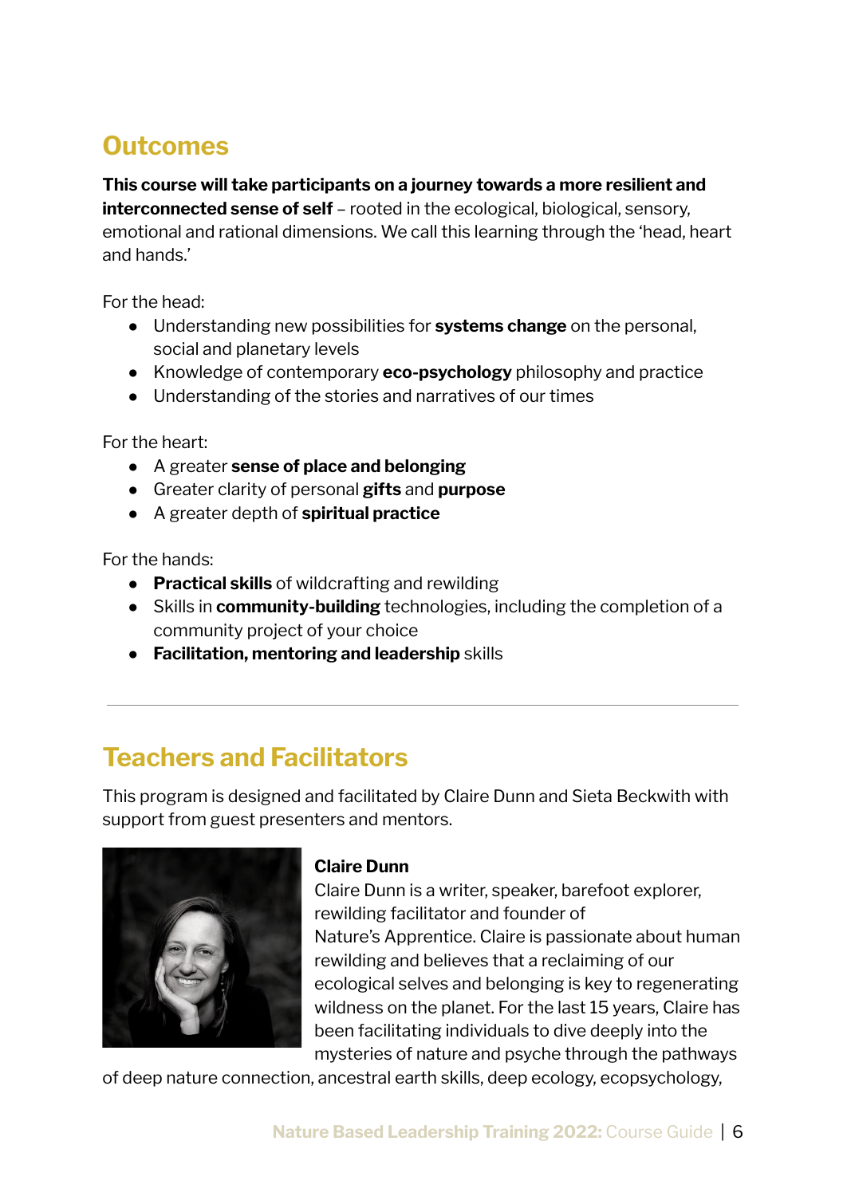## Outcomes

**This course will take participants on a journey towards a more resilient and interconnected sense of self** – rooted in the ecological, biological, sensory, emotional and rational dimensions. We call this learning through the 'head, heart and hands.'

For the head:

- Understanding new possibilities for **systems change** on the personal, social and planetary levels
- Knowledge of contemporary **eco-psychology** philosophy and practice
- Understanding of the stories and narratives of our times

For the heart:

- A greater **sense of place and belonging**
- Greater clarity of personal **gifts** and **purpose**
- A greater depth of **spiritual practice**

For the hands:

- **Practical skills** of wildcrafting and rewilding
- Skills in **community-building** technologies, including the completion of a community project of your choice
- **Facilitation, mentoring and leadership** skills

---

## Teachers and Facilitators

This program is designed and facilitated by Claire Dunn and Sieta Beckwith with support from guest presenters and mentors.

**Claire Dunn**
Claire Dunn is a writer, speaker, barefoot explorer, rewilding facilitator and founder of Nature's Apprentice. Claire is passionate about human rewilding and believes that a reclaiming of our ecological selves and belonging is key to regenerating wildness on the planet. For the last 15 years, Claire has been facilitating individuals to dive deeply into the mysteries of nature and psyche through the pathways of deep nature connection, ancestral earth skills, deep ecology, ecopsychology,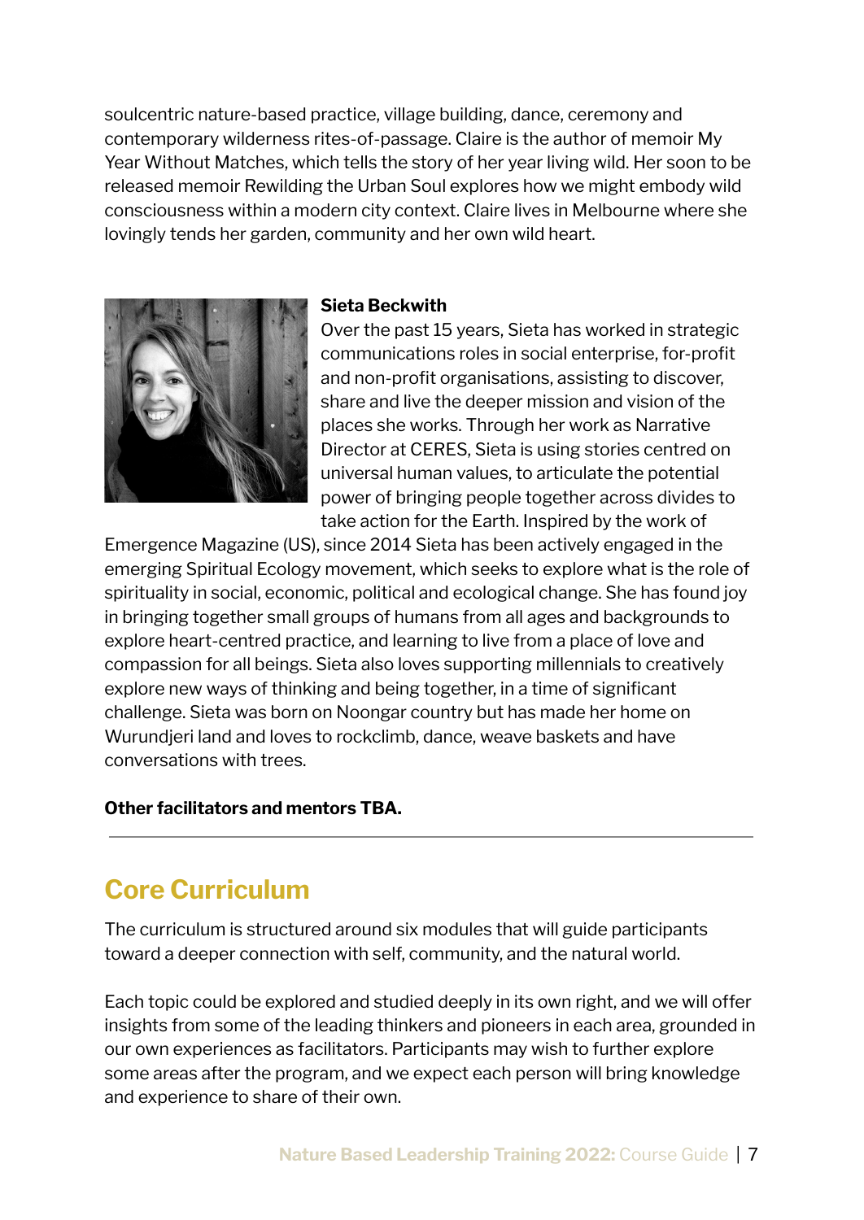soulcentric nature-based practice, village building, dance, ceremony and contemporary wilderness rites-of-passage. Claire is the author of memoir My Year Without Matches, which tells the story of her year living wild. Her soon to be released memoir Rewilding the Urban Soul explores how we might embody wild consciousness within a modern city context. Claire lives in Melbourne where she lovingly tends her garden, community and her own wild heart.

**Sieta Beckwith**

Over the past 15 years, Sieta has worked in strategic communications roles in social enterprise, for-profit and non-profit organisations, assisting to discover, share and live the deeper mission and vision of the places she works. Through her work as Narrative Director at CERES, Sieta is using stories centred on universal human values, to articulate the potential power of bringing people together across divides to take action for the Earth. Inspired by the work of Emergence Magazine (US), since 2014 Sieta has been actively engaged in the emerging Spiritual Ecology movement, which seeks to explore what is the role of spirituality in social, economic, political and ecological change. She has found joy in bringing together small groups of humans from all ages and backgrounds to explore heart-centred practice, and learning to live from a place of love and compassion for all beings. Sieta also loves supporting millennials to creatively explore new ways of thinking and being together, in a time of significant challenge. Sieta was born on Noongar country but has made her home on Wurundjeri land and loves to rockclimb, dance, weave baskets and have conversations with trees.

**Other facilitators and mentors TBA.**

---

## Core Curriculum

The curriculum is structured around six modules that will guide participants toward a deeper connection with self, community, and the natural world.

Each topic could be explored and studied deeply in its own right, and we will offer insights from some of the leading thinkers and pioneers in each area, grounded in our own experiences as facilitators. Participants may wish to further explore some areas after the program, and we expect each person will bring knowledge and experience to share of their own.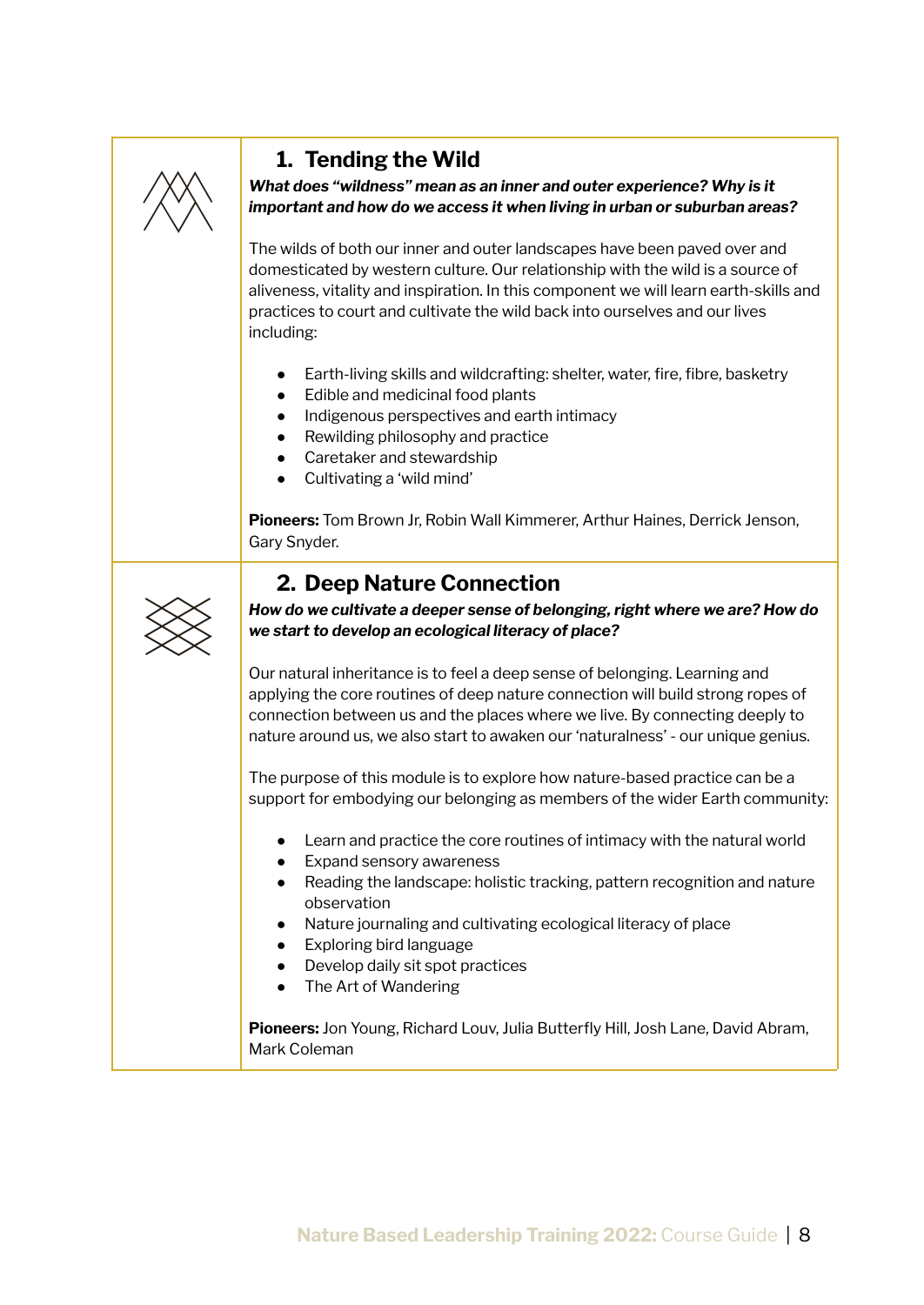## 1. Tending the Wild

***What does "wildness" mean as an inner and outer experience? Why is it important and how do we access it when living in urban or suburban areas?***

The wilds of both our inner and outer landscapes have been paved over and domesticated by western culture. Our relationship with the wild is a source of aliveness, vitality and inspiration. In this component we will learn earth-skills and practices to court and cultivate the wild back into ourselves and our lives including:

- Earth-living skills and wildcrafting: shelter, water, fire, fibre, basketry
- Edible and medicinal food plants
- Indigenous perspectives and earth intimacy
- Rewilding philosophy and practice
- Caretaker and stewardship
- Cultivating a 'wild mind'

**Pioneers:** Tom Brown Jr, Robin Wall Kimmerer, Arthur Haines, Derrick Jenson, Gary Snyder.

## 2. Deep Nature Connection

***How do we cultivate a deeper sense of belonging, right where we are? How do we start to develop an ecological literacy of place?***

Our natural inheritance is to feel a deep sense of belonging. Learning and applying the core routines of deep nature connection will build strong ropes of connection between us and the places where we live. By connecting deeply to nature around us, we also start to awaken our 'naturalness' - our unique genius.

The purpose of this module is to explore how nature-based practice can be a support for embodying our belonging as members of the wider Earth community:

- Learn and practice the core routines of intimacy with the natural world
- Expand sensory awareness
- Reading the landscape: holistic tracking, pattern recognition and nature observation
- Nature journaling and cultivating ecological literacy of place
- Exploring bird language
- Develop daily sit spot practices
- The Art of Wandering

**Pioneers:** Jon Young, Richard Louv, Julia Butterfly Hill, Josh Lane, David Abram, Mark Coleman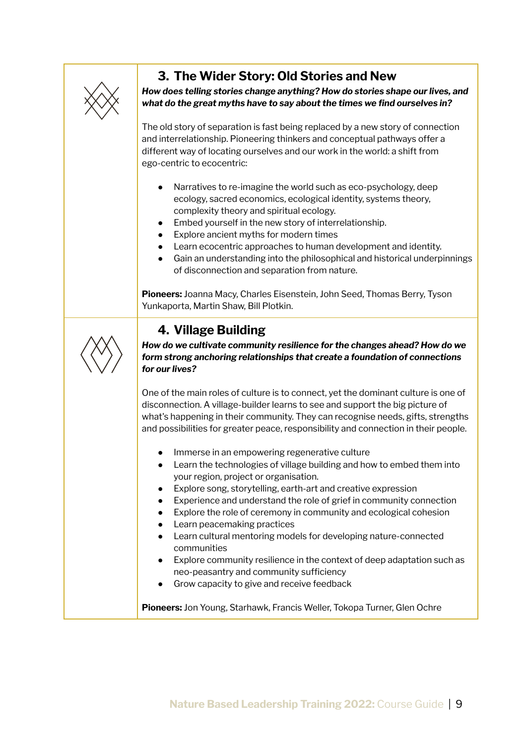## 3. The Wider Story: Old Stories and New

***How does telling stories change anything? How do stories shape our lives, and what do the great myths have to say about the times we find ourselves in?***

The old story of separation is fast being replaced by a new story of connection and interrelationship. Pioneering thinkers and conceptual pathways offer a different way of locating ourselves and our work in the world: a shift from ego-centric to ecocentric:

- Narratives to re-imagine the world such as eco-psychology, deep ecology, sacred economics, ecological identity, systems theory, complexity theory and spiritual ecology.
- Embed yourself in the new story of interrelationship.
- Explore ancient myths for modern times
- Learn ecocentric approaches to human development and identity.
- Gain an understanding into the philosophical and historical underpinnings of disconnection and separation from nature.

**Pioneers:** Joanna Macy, Charles Eisenstein, John Seed, Thomas Berry, Tyson Yunkaporta, Martin Shaw, Bill Plotkin.

## 4. Village Building

***How do we cultivate community resilience for the changes ahead? How do we form strong anchoring relationships that create a foundation of connections for our lives?***

One of the main roles of culture is to connect, yet the dominant culture is one of disconnection. A village-builder learns to see and support the big picture of what's happening in their community. They can recognise needs, gifts, strengths and possibilities for greater peace, responsibility and connection in their people.

- Immerse in an empowering regenerative culture
- Learn the technologies of village building and how to embed them into your region, project or organisation.
- Explore song, storytelling, earth-art and creative expression
- Experience and understand the role of grief in community connection
- Explore the role of ceremony in community and ecological cohesion
- Learn peacemaking practices
- Learn cultural mentoring models for developing nature-connected communities
- Explore community resilience in the context of deep adaptation such as neo-peasantry and community sufficiency
- Grow capacity to give and receive feedback

**Pioneers:** Jon Young, Starhawk, Francis Weller, Tokopa Turner, Glen Ochre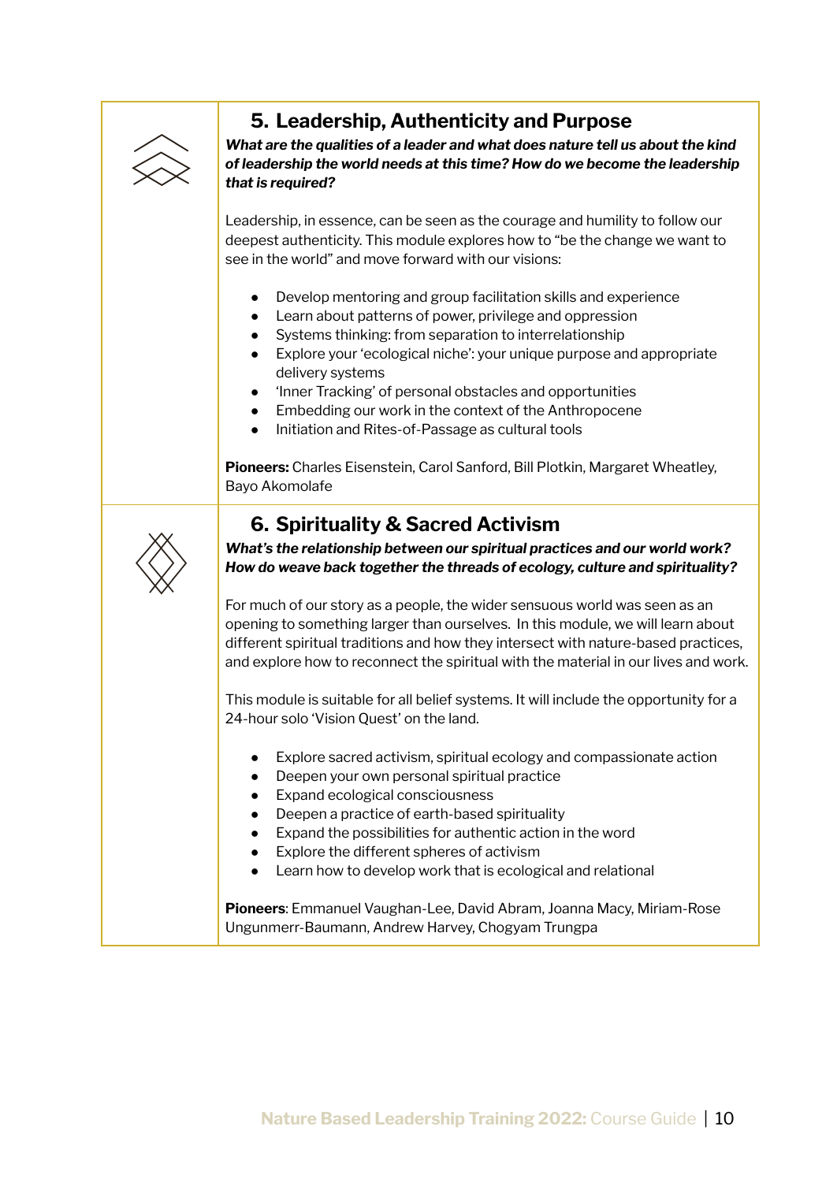## 5. Leadership, Authenticity and Purpose

***What are the qualities of a leader and what does nature tell us about the kind of leadership the world needs at this time? How do we become the leadership that is required?***

Leadership, in essence, can be seen as the courage and humility to follow our deepest authenticity. This module explores how to "be the change we want to see in the world" and move forward with our visions:

- Develop mentoring and group facilitation skills and experience
- Learn about patterns of power, privilege and oppression
- Systems thinking: from separation to interrelationship
- Explore your 'ecological niche': your unique purpose and appropriate delivery systems
- 'Inner Tracking' of personal obstacles and opportunities
- Embedding our work in the context of the Anthropocene
- Initiation and Rites-of-Passage as cultural tools

**Pioneers:** Charles Eisenstein, Carol Sanford, Bill Plotkin, Margaret Wheatley, Bayo Akomolafe

## 6. Spirituality & Sacred Activism

***What's the relationship between our spiritual practices and our world work? How do weave back together the threads of ecology, culture and spirituality?***

For much of our story as a people, the wider sensuous world was seen as an opening to something larger than ourselves. In this module, we will learn about different spiritual traditions and how they intersect with nature-based practices, and explore how to reconnect the spiritual with the material in our lives and work.

This module is suitable for all belief systems. It will include the opportunity for a 24-hour solo 'Vision Quest' on the land.

- Explore sacred activism, spiritual ecology and compassionate action
- Deepen your own personal spiritual practice
- Expand ecological consciousness
- Deepen a practice of earth-based spirituality
- Expand the possibilities for authentic action in the word
- Explore the different spheres of activism
- Learn how to develop work that is ecological and relational

**Pioneers**: Emmanuel Vaughan-Lee, David Abram, Joanna Macy, Miriam-Rose Ungunmerr-Baumann, Andrew Harvey, Chogyam Trungpa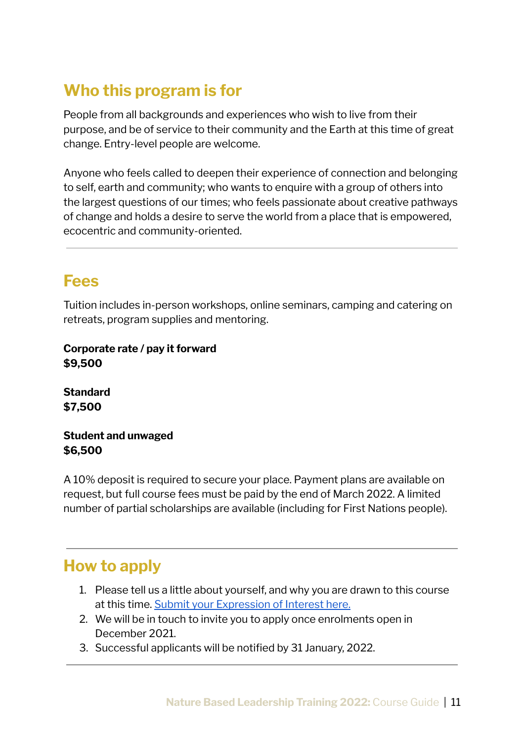## Who this program is for

People from all backgrounds and experiences who wish to live from their purpose, and be of service to their community and the Earth at this time of great change. Entry-level people are welcome.

Anyone who feels called to deepen their experience of connection and belonging to self, earth and community; who wants to enquire with a group of others into the largest questions of our times; who feels passionate about creative pathways of change and holds a desire to serve the world from a place that is empowered, ecocentric and community-oriented.

---

## Fees

Tuition includes in-person workshops, online seminars, camping and catering on retreats, program supplies and mentoring.

**Corporate rate / pay it forward**
**$9,500**

**Standard**
**$7,500**

**Student and unwaged**
**$6,500**

A 10% deposit is required to secure your place. Payment plans are available on request, but full course fees must be paid by the end of March 2022. A limited number of partial scholarships are available (including for First Nations people).

---

## How to apply

1. Please tell us a little about yourself, and why you are drawn to this course at this time. Submit your Expression of Interest here.
2. We will be in touch to invite you to apply once enrolments open in December 2021.
3. Successful applicants will be notified by 31 January, 2022.

---